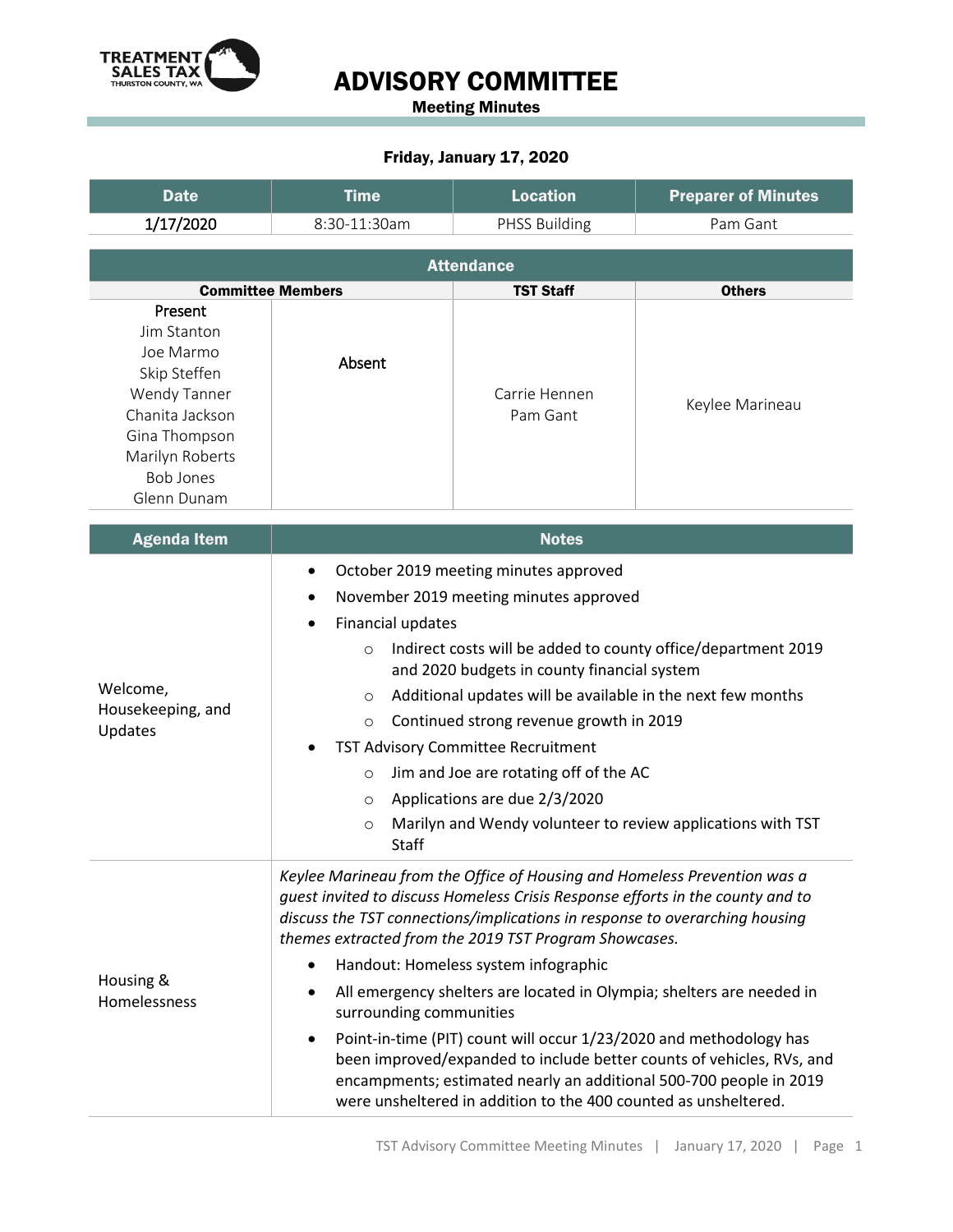# ADVISORY COMMITTEE

**Meeting Minutes**

**Friday, January 17, 2020**

| Date | Time | Location | Preparer of Minutes |
|---|---|---|---|
| 1/17/2020 | 8:30-11:30am | PHSS Building | Pam Gant |

| Attendance | | | |
|---|---|---|---|
| **Committee Members** | | **TST Staff** | **Others** |
| **Present**<br>Jim Stanton<br>Joe Marmo<br>Skip Steffen<br>Wendy Tanner<br>Chanita Jackson<br>Gina Thompson<br>Marilyn Roberts<br>Bob Jones<br>Glenn Dunam | **Absent** | Carrie Hennen<br>Pam Gant | Keylee Marineau |

| Agenda Item | Notes |
|---|---|
| Welcome, Housekeeping, and Updates | • October 2019 meeting minutes approved<br>• November 2019 meeting minutes approved<br>• Financial updates<br>  ○ Indirect costs will be added to county office/department 2019 and 2020 budgets in county financial system<br>  ○ Additional updates will be available in the next few months<br>  ○ Continued strong revenue growth in 2019<br>• TST Advisory Committee Recruitment<br>  ○ Jim and Joe are rotating off of the AC<br>  ○ Applications are due 2/3/2020<br>  ○ Marilyn and Wendy volunteer to review applications with TST Staff |
| Housing & Homelessness | *Keylee Marineau from the Office of Housing and Homeless Prevention was a guest invited to discuss Homeless Crisis Response efforts in the county and to discuss the TST connections/implications in response to overarching housing themes extracted from the 2019 TST Program Showcases.*<br>• Handout: Homeless system infographic<br>• All emergency shelters are located in Olympia; shelters are needed in surrounding communities<br>• Point-in-time (PIT) count will occur 1/23/2020 and methodology has been improved/expanded to include better counts of vehicles, RVs, and encampments; estimated nearly an additional 500-700 people in 2019 were unsheltered in addition to the 400 counted as unsheltered. |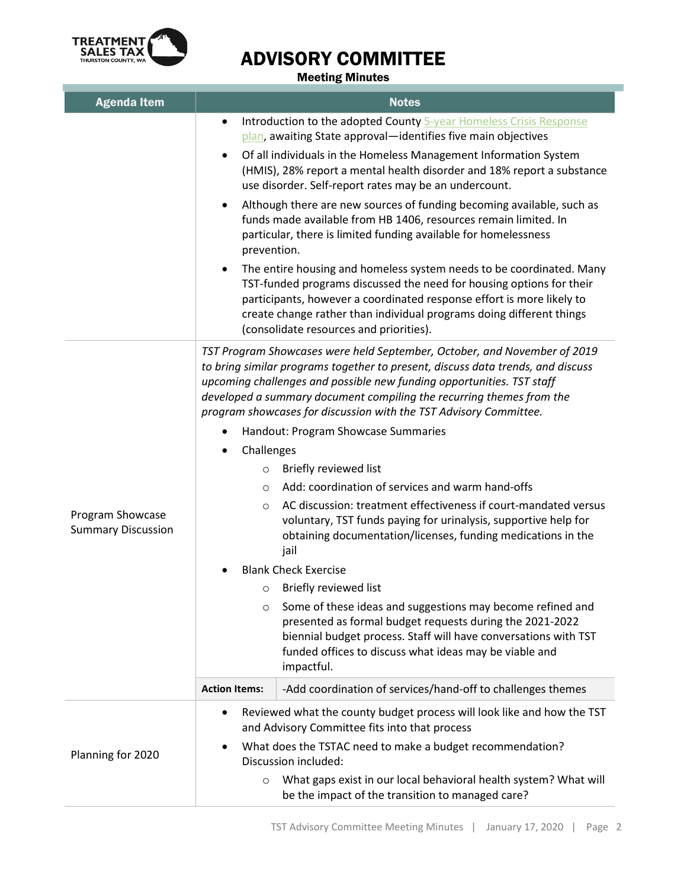# ADVISORY COMMITTEE

**Meeting Minutes**

| Agenda Item | Notes |
|---|---|
| | • Introduction to the adopted County 5-year Homeless Crisis Response plan, awaiting State approval—identifies five main objectives<br>• Of all individuals in the Homeless Management Information System (HMIS), 28% report a mental health disorder and 18% report a substance use disorder. Self-report rates may be an undercount.<br>• Although there are new sources of funding becoming available, such as funds made available from HB 1406, resources remain limited. In particular, there is limited funding available for homelessness prevention.<br>• The entire housing and homeless system needs to be coordinated. Many TST-funded programs discussed the need for housing options for their participants, however a coordinated response effort is more likely to create change rather than individual programs doing different things (consolidate resources and priorities). |
| Program Showcase Summary Discussion | *TST Program Showcases were held September, October, and November of 2019 to bring similar programs together to present, discuss data trends, and discuss upcoming challenges and possible new funding opportunities. TST staff developed a summary document compiling the recurring themes from the program showcases for discussion with the TST Advisory Committee.*<br>• Handout: Program Showcase Summaries<br>• Challenges<br>  ○ Briefly reviewed list<br>  ○ Add: coordination of services and warm hand-offs<br>  ○ AC discussion: treatment effectiveness if court-mandated versus voluntary, TST funds paying for urinalysis, supportive help for obtaining documentation/licenses, funding medications in the jail<br>• Blank Check Exercise<br>  ○ Briefly reviewed list<br>  ○ Some of these ideas and suggestions may become refined and presented as formal budget requests during the 2021-2022 biennial budget process. Staff will have conversations with TST funded offices to discuss what ideas may be viable and impactful.<br>**Action Items:** -Add coordination of services/hand-off to challenges themes |
| Planning for 2020 | • Reviewed what the county budget process will look like and how the TST and Advisory Committee fits into that process<br>• What does the TSTAC need to make a budget recommendation? Discussion included:<br>  ○ What gaps exist in our local behavioral health system? What will be the impact of the transition to managed care? |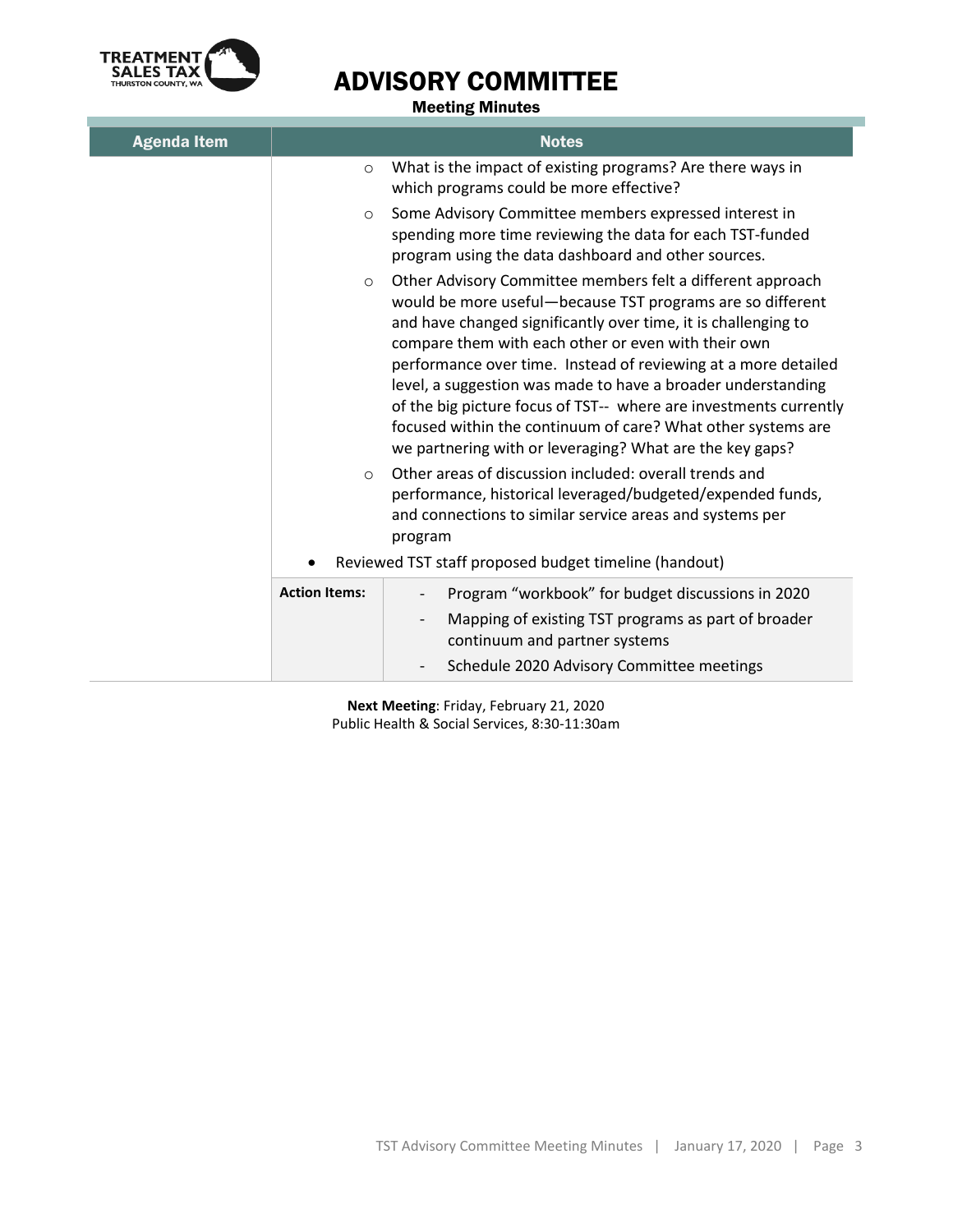# ADVISORY COMMITTEE

**Meeting Minutes**

| Agenda Item | Notes |
| --- | --- |
| | ○ What is the impact of existing programs? Are there ways in which programs could be more effective?<br>○ Some Advisory Committee members expressed interest in spending more time reviewing the data for each TST-funded program using the data dashboard and other sources.<br>○ Other Advisory Committee members felt a different approach would be more useful—because TST programs are so different and have changed significantly over time, it is challenging to compare them with each other or even with their own performance over time. Instead of reviewing at a more detailed level, a suggestion was made to have a broader understanding of the big picture focus of TST-- where are investments currently focused within the continuum of care? What other systems are we partnering with or leveraging? What are the key gaps?<br>○ Other areas of discussion included: overall trends and performance, historical leveraged/budgeted/expended funds, and connections to similar service areas and systems per program<br>• Reviewed TST staff proposed budget timeline (handout) |
| | **Action Items:**<br>- Program "workbook" for budget discussions in 2020<br>- Mapping of existing TST programs as part of broader continuum and partner systems<br>- Schedule 2020 Advisory Committee meetings |

**Next Meeting**: Friday, February 21, 2020
Public Health & Social Services, 8:30-11:30am